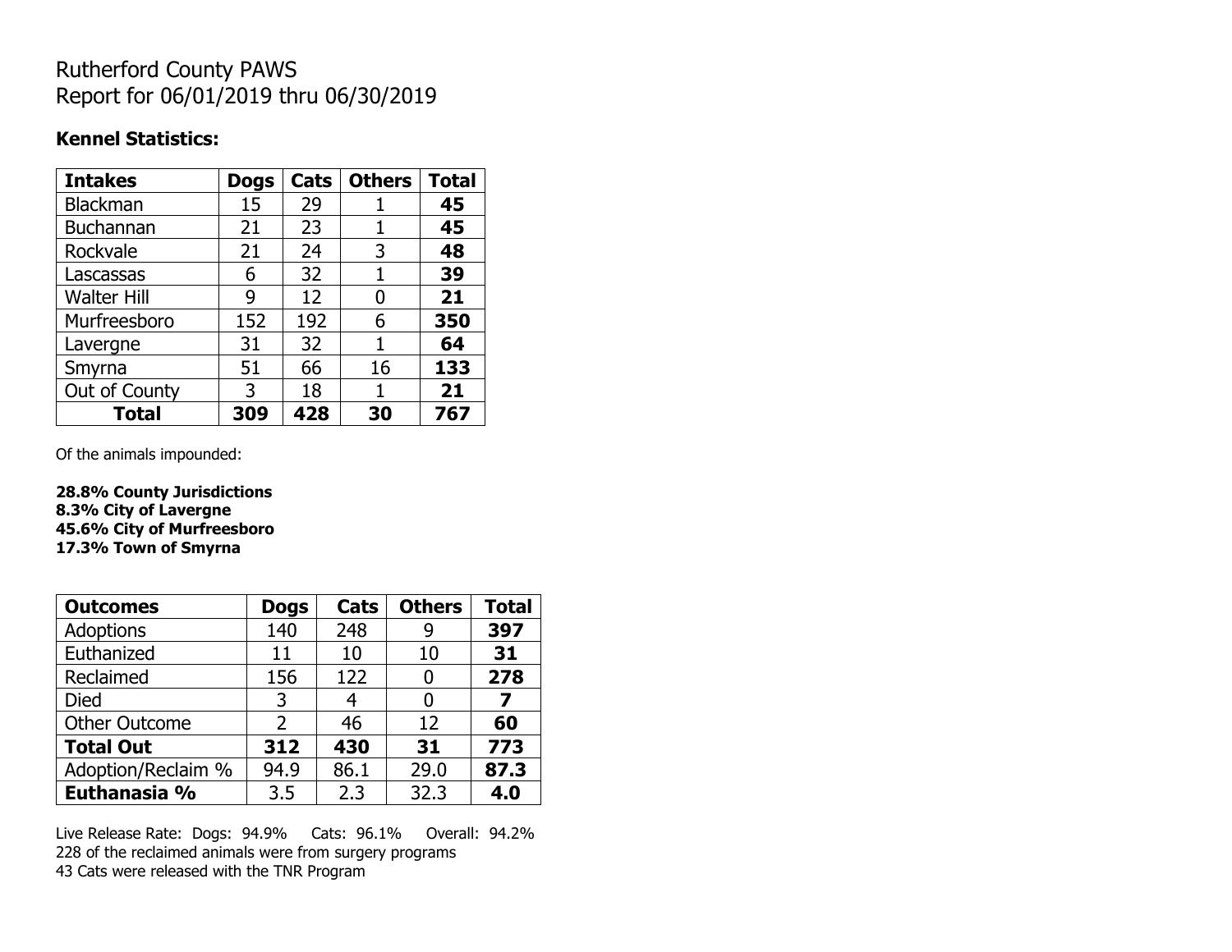# Rutherford County PAWS
# Report for 06/01/2019 thru 06/30/2019

### Kennel Statistics:

| Intakes | Dogs | Cats | Others | Total |
|---|---|---|---|---|
| Blackman | 15 | 29 | 1 | **45** |
| Buchannan | 21 | 23 | 1 | **45** |
| Rockvale | 21 | 24 | 3 | **48** |
| Lascassas | 6 | 32 | 1 | **39** |
| Walter Hill | 9 | 12 | 0 | **21** |
| Murfreesboro | 152 | 192 | 6 | **350** |
| Lavergne | 31 | 32 | 1 | **64** |
| Smyrna | 51 | 66 | 16 | **133** |
| Out of County | 3 | 18 | 1 | **21** |
| **Total** | **309** | **428** | **30** | **767** |

Of the animals impounded:

**28.8% County Jurisdictions**
**8.3% City of Lavergne**
**45.6% City of Murfreesboro**
**17.3% Town of Smyrna**

| Outcomes | Dogs | Cats | Others | Total |
|---|---|---|---|---|
| Adoptions | 140 | 248 | 9 | **397** |
| Euthanized | 11 | 10 | 10 | **31** |
| Reclaimed | 156 | 122 | 0 | **278** |
| Died | 3 | 4 | 0 | **7** |
| Other Outcome | 2 | 46 | 12 | **60** |
| **Total Out** | **312** | **430** | **31** | **773** |
| Adoption/Reclaim % | 94.9 | 86.1 | 29.0 | **87.3** |
| **Euthanasia %** | 3.5 | 2.3 | 32.3 | **4.0** |

Live Release Rate: Dogs: 94.9% Cats: 96.1% Overall: 94.2%
228 of the reclaimed animals were from surgery programs
43 Cats were released with the TNR Program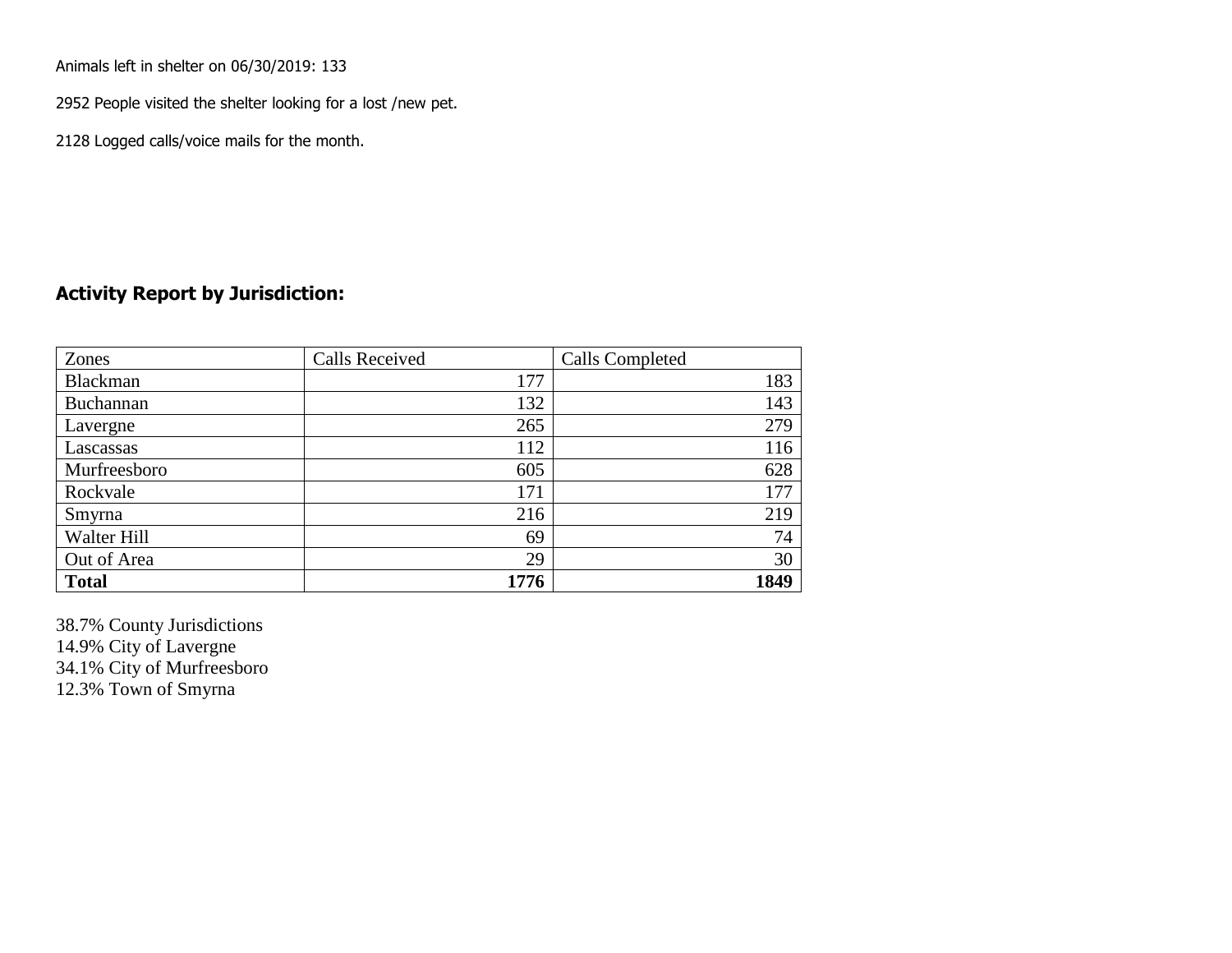Animals left in shelter on 06/30/2019: 133

2952 People visited the shelter looking for a lost /new pet.

2128 Logged calls/voice mails for the month.

## Activity Report by Jurisdiction:

| Zones | Calls Received | Calls Completed |
|---|---|---|
| Blackman | 177 | 183 |
| Buchannan | 132 | 143 |
| Lavergne | 265 | 279 |
| Lascassas | 112 | 116 |
| Murfreesboro | 605 | 628 |
| Rockvale | 171 | 177 |
| Smyrna | 216 | 219 |
| Walter Hill | 69 | 74 |
| Out of Area | 29 | 30 |
| **Total** | **1776** | **1849** |

38.7% County Jurisdictions
14.9% City of Lavergne
34.1% City of Murfreesboro
12.3% Town of Smyrna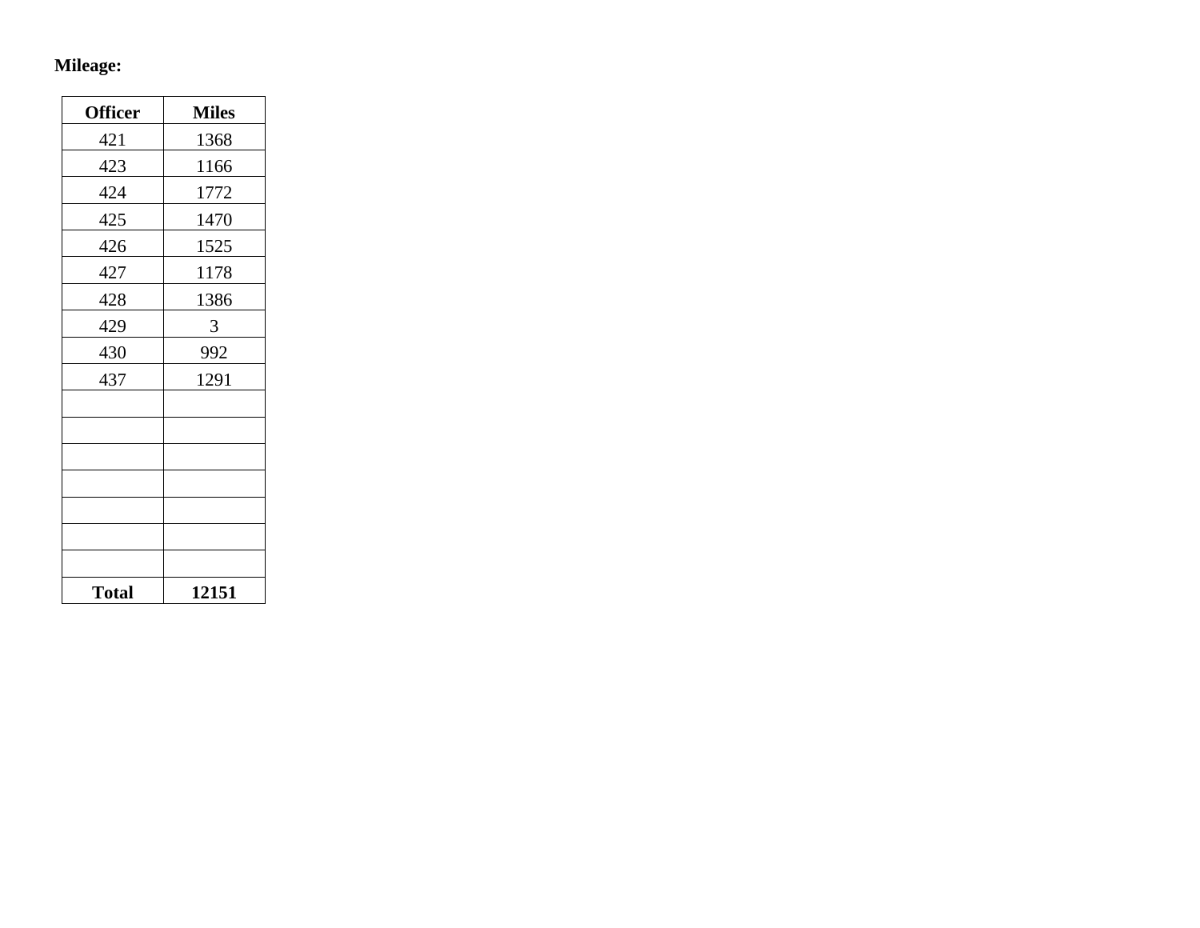**Mileage:**

| Officer | Miles |
|---|---|
| 421 | 1368 |
| 423 | 1166 |
| 424 | 1772 |
| 425 | 1470 |
| 426 | 1525 |
| 427 | 1178 |
| 428 | 1386 |
| 429 | 3 |
| 430 | 992 |
| 437 | 1291 |
| | |
| | |
| | |
| | |
| | |
| | |
| | |
| **Total** | **12151** |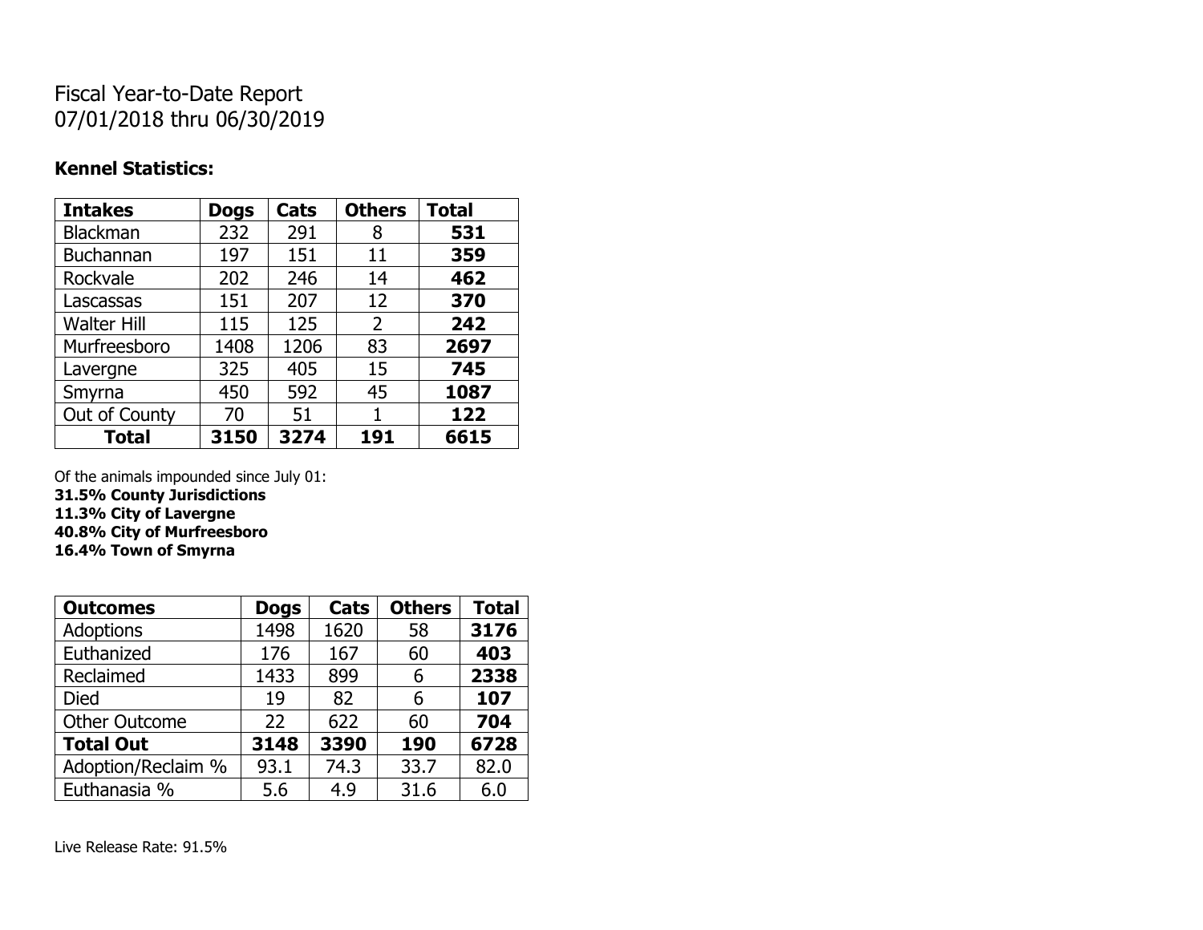# Fiscal Year-to-Date Report
# 07/01/2018 thru 06/30/2019

## Kennel Statistics:

| Intakes | Dogs | Cats | Others | Total |
|---|---|---|---|---|
| Blackman | 232 | 291 | 8 | **531** |
| Buchannan | 197 | 151 | 11 | **359** |
| Rockvale | 202 | 246 | 14 | **462** |
| Lascassas | 151 | 207 | 12 | **370** |
| Walter Hill | 115 | 125 | 2 | **242** |
| Murfreesboro | 1408 | 1206 | 83 | **2697** |
| Lavergne | 325 | 405 | 15 | **745** |
| Smyrna | 450 | 592 | 45 | **1087** |
| Out of County | 70 | 51 | 1 | **122** |
| **Total** | **3150** | **3274** | **191** | **6615** |

Of the animals impounded since July 01:
**31.5% County Jurisdictions**
**11.3% City of Lavergne**
**40.8% City of Murfreesboro**
**16.4% Town of Smyrna**

| Outcomes | Dogs | Cats | Others | Total |
|---|---|---|---|---|
| Adoptions | 1498 | 1620 | 58 | **3176** |
| Euthanized | 176 | 167 | 60 | **403** |
| Reclaimed | 1433 | 899 | 6 | **2338** |
| Died | 19 | 82 | 6 | **107** |
| Other Outcome | 22 | 622 | 60 | **704** |
| **Total Out** | **3148** | **3390** | **190** | **6728** |
| Adoption/Reclaim % | 93.1 | 74.3 | 33.7 | 82.0 |
| Euthanasia % | 5.6 | 4.9 | 31.6 | 6.0 |

Live Release Rate: 91.5%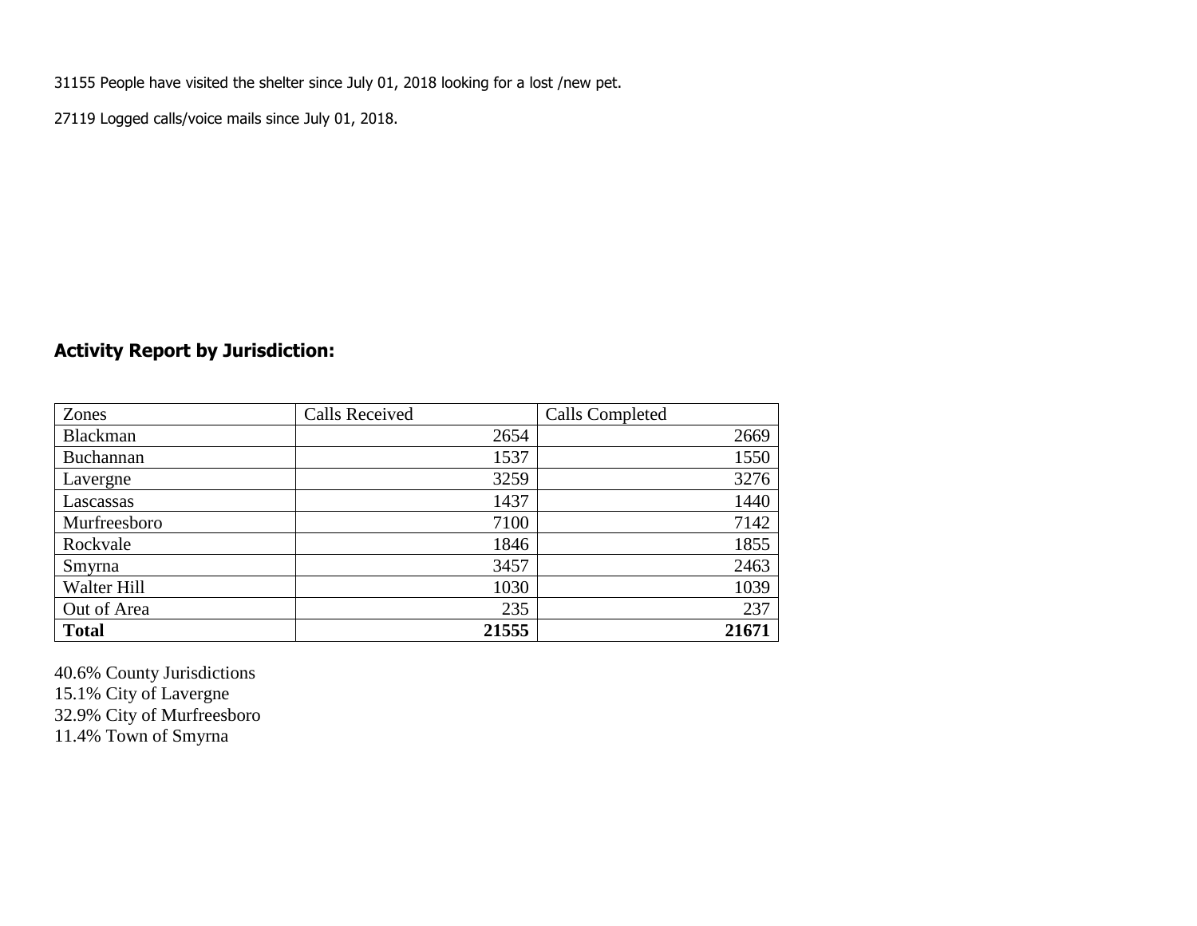31155 People have visited the shelter since July 01, 2018 looking for a lost /new pet.

27119 Logged calls/voice mails since July 01, 2018.

## Activity Report by Jurisdiction:

| Zones | Calls Received | Calls Completed |
|---|---|---|
| Blackman | 2654 | 2669 |
| Buchannan | 1537 | 1550 |
| Lavergne | 3259 | 3276 |
| Lascassas | 1437 | 1440 |
| Murfreesboro | 7100 | 7142 |
| Rockvale | 1846 | 1855 |
| Smyrna | 3457 | 2463 |
| Walter Hill | 1030 | 1039 |
| Out of Area | 235 | 237 |
| **Total** | **21555** | **21671** |

40.6% County Jurisdictions
15.1% City of Lavergne
32.9% City of Murfreesboro
11.4% Town of Smyrna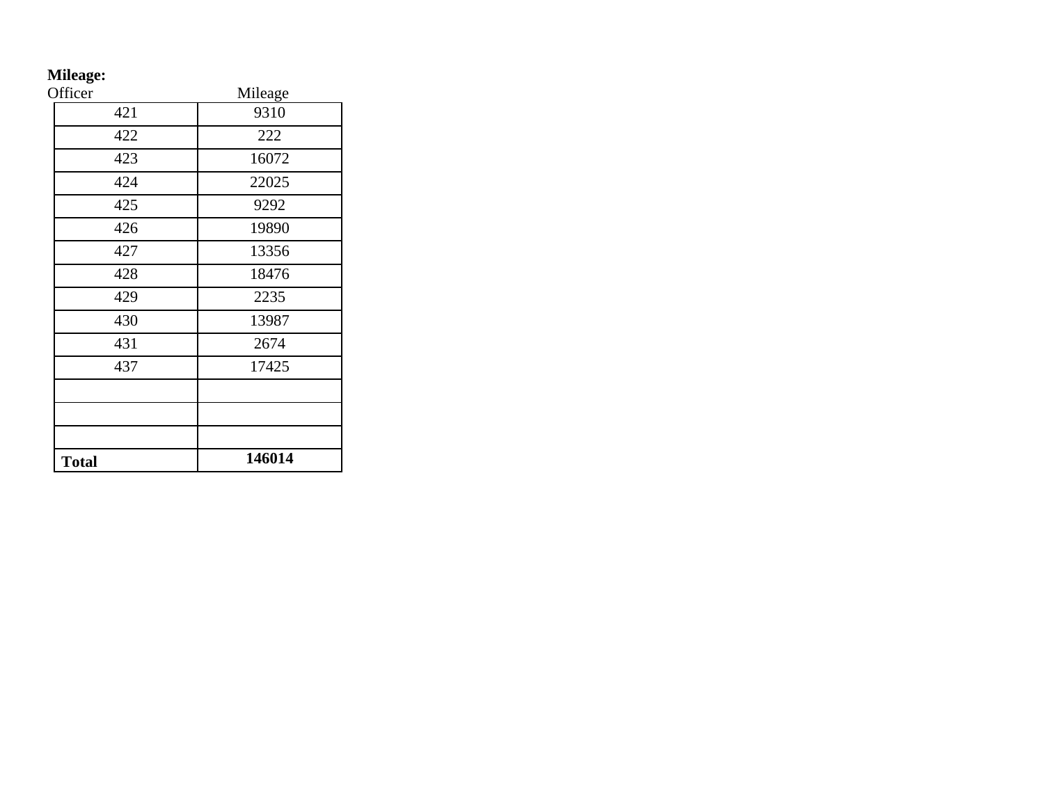**Mileage:**

| Officer | Mileage |
|---|---|
| 421 | 9310 |
| 422 | 222 |
| 423 | 16072 |
| 424 | 22025 |
| 425 | 9292 |
| 426 | 19890 |
| 427 | 13356 |
| 428 | 18476 |
| 429 | 2235 |
| 430 | 13987 |
| 431 | 2674 |
| 437 | 17425 |
| | |
| | |
| | |
| **Total** | **146014** |